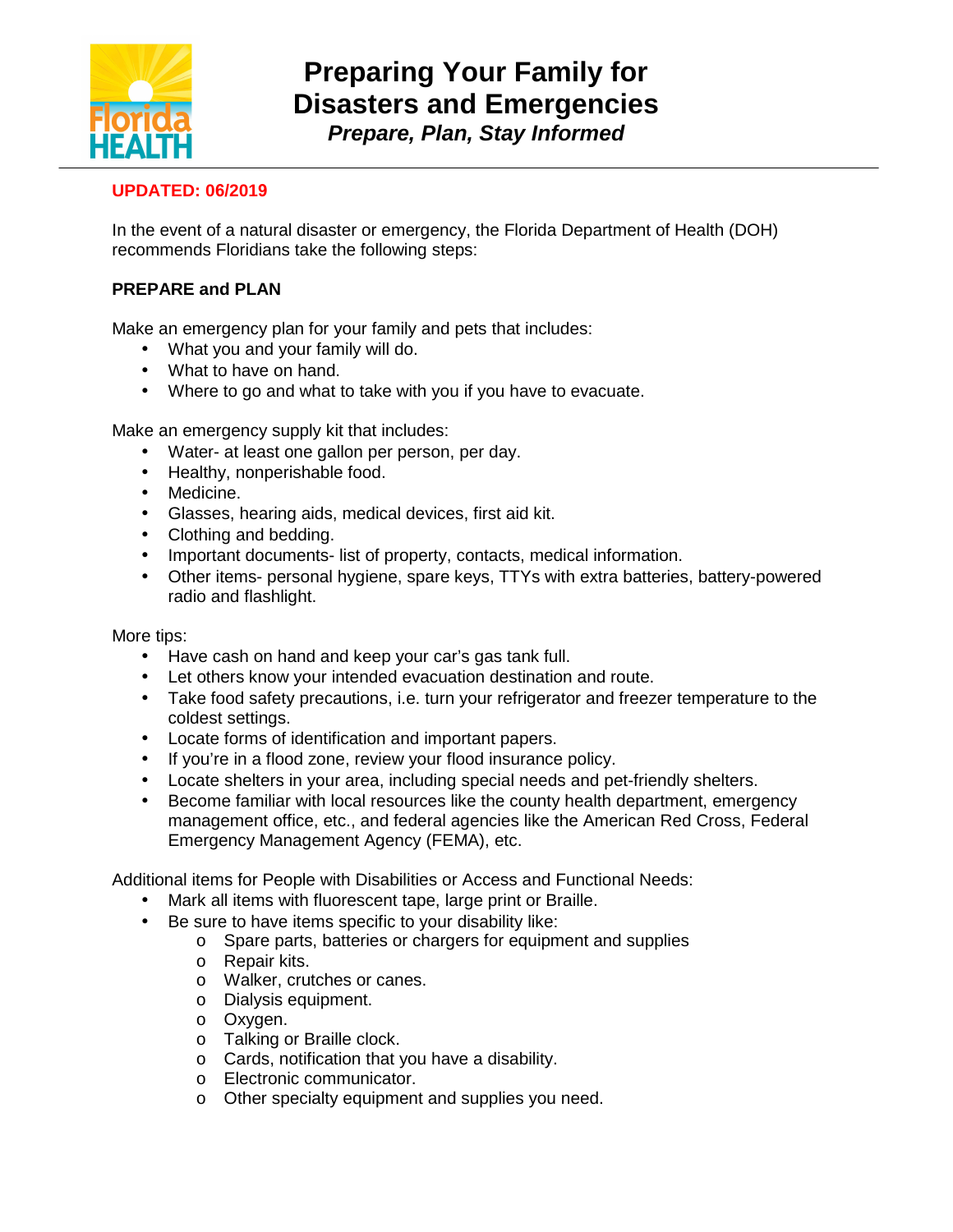# Preparing Your Family for Disasters and Emergencies

***Prepare, Plan, Stay Informed***

**UPDATED: 06/2019**

In the event of a natural disaster or emergency, the Florida Department of Health (DOH) recommends Floridians take the following steps:

**PREPARE and PLAN**

Make an emergency plan for your family and pets that includes:

- What you and your family will do.
- What to have on hand.
- Where to go and what to take with you if you have to evacuate.

Make an emergency supply kit that includes:

- Water- at least one gallon per person, per day.
- Healthy, nonperishable food.
- Medicine.
- Glasses, hearing aids, medical devices, first aid kit.
- Clothing and bedding.
- Important documents- list of property, contacts, medical information.
- Other items- personal hygiene, spare keys, TTYs with extra batteries, battery-powered radio and flashlight.

More tips:

- Have cash on hand and keep your car's gas tank full.
- Let others know your intended evacuation destination and route.
- Take food safety precautions, i.e. turn your refrigerator and freezer temperature to the coldest settings.
- Locate forms of identification and important papers.
- If you're in a flood zone, review your flood insurance policy.
- Locate shelters in your area, including special needs and pet-friendly shelters.
- Become familiar with local resources like the county health department, emergency management office, etc., and federal agencies like the American Red Cross, Federal Emergency Management Agency (FEMA), etc.

Additional items for People with Disabilities or Access and Functional Needs:

- Mark all items with fluorescent tape, large print or Braille.
- Be sure to have items specific to your disability like:
  - Spare parts, batteries or chargers for equipment and supplies
  - Repair kits.
  - Walker, crutches or canes.
  - Dialysis equipment.
  - Oxygen.
  - Talking or Braille clock.
  - Cards, notification that you have a disability.
  - Electronic communicator.
  - Other specialty equipment and supplies you need.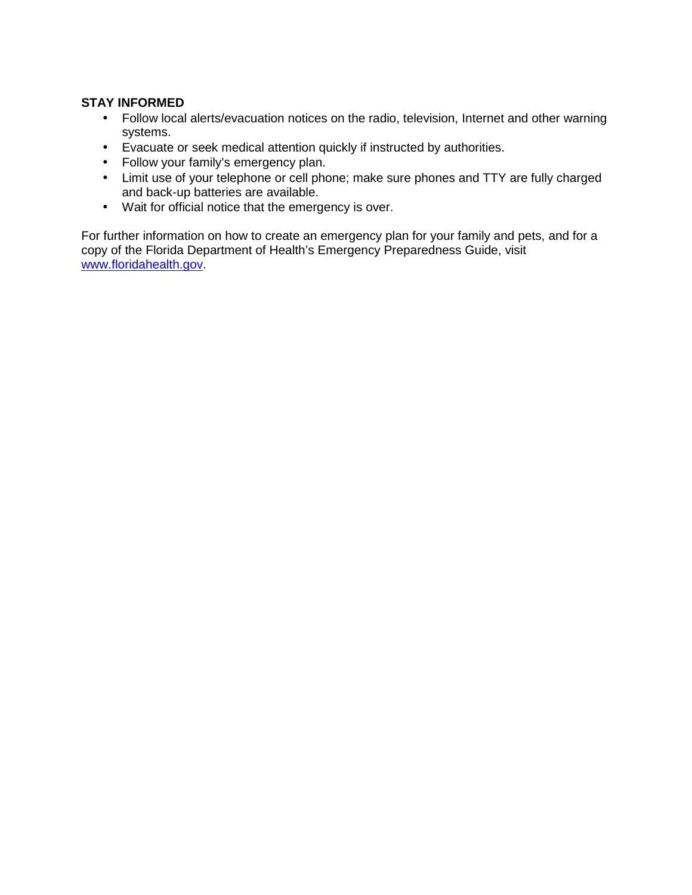**STAY INFORMED**

- Follow local alerts/evacuation notices on the radio, television, Internet and other warning systems.
- Evacuate or seek medical attention quickly if instructed by authorities.
- Follow your family's emergency plan.
- Limit use of your telephone or cell phone; make sure phones and TTY are fully charged and back-up batteries are available.
- Wait for official notice that the emergency is over.

For further information on how to create an emergency plan for your family and pets, and for a copy of the Florida Department of Health's Emergency Preparedness Guide, visit [www.floridahealth.gov](http://www.floridahealth.gov).